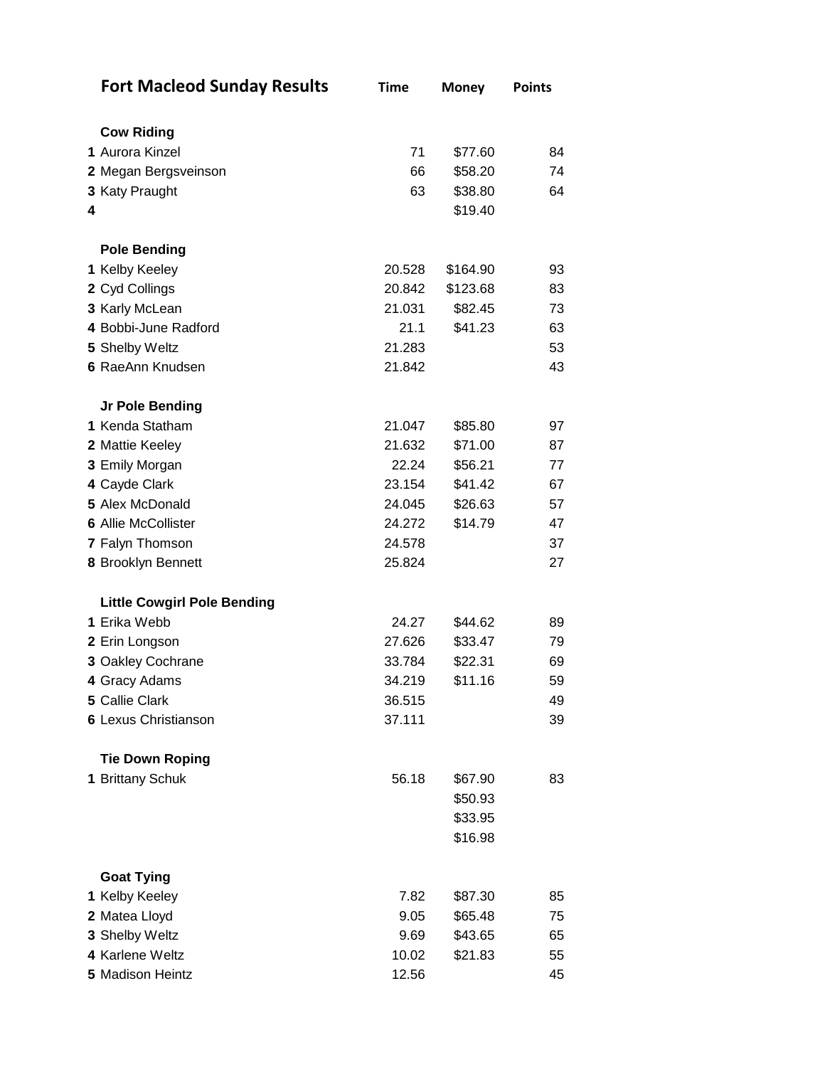# Fort Macleod Sunday Results

| | | Time | Money | Points |
|---|---|---|---|---|
| | **Cow Riding** | | | |
| **1** | Aurora Kinzel | 71 | $77.60 | 84 |
| **2** | Megan Bergsveinson | 66 | $58.20 | 74 |
| **3** | Katy Praught | 63 | $38.80 | 64 |
| **4** | | | $19.40 | |
| | **Pole Bending** | | | |
| **1** | Kelby Keeley | 20.528 | $164.90 | 93 |
| **2** | Cyd Collings | 20.842 | $123.68 | 83 |
| **3** | Karly McLean | 21.031 | $82.45 | 73 |
| **4** | Bobbi-June Radford | 21.1 | $41.23 | 63 |
| **5** | Shelby Weltz | 21.283 | | 53 |
| **6** | RaeAnn Knudsen | 21.842 | | 43 |
| | **Jr Pole Bending** | | | |
| **1** | Kenda Statham | 21.047 | $85.80 | 97 |
| **2** | Mattie Keeley | 21.632 | $71.00 | 87 |
| **3** | Emily Morgan | 22.24 | $56.21 | 77 |
| **4** | Cayde Clark | 23.154 | $41.42 | 67 |
| **5** | Alex McDonald | 24.045 | $26.63 | 57 |
| **6** | Allie McCollister | 24.272 | $14.79 | 47 |
| **7** | Falyn Thomson | 24.578 | | 37 |
| **8** | Brooklyn Bennett | 25.824 | | 27 |
| | **Little Cowgirl Pole Bending** | | | |
| **1** | Erika Webb | 24.27 | $44.62 | 89 |
| **2** | Erin Longson | 27.626 | $33.47 | 79 |
| **3** | Oakley Cochrane | 33.784 | $22.31 | 69 |
| **4** | Gracy Adams | 34.219 | $11.16 | 59 |
| **5** | Callie Clark | 36.515 | | 49 |
| **6** | Lexus Christianson | 37.111 | | 39 |
| | **Tie Down Roping** | | | |
| **1** | Brittany Schuk | 56.18 | $67.90 | 83 |
| | | | $50.93 | |
| | | | $33.95 | |
| | | | $16.98 | |
| | **Goat Tying** | | | |
| **1** | Kelby Keeley | 7.82 | $87.30 | 85 |
| **2** | Matea Lloyd | 9.05 | $65.48 | 75 |
| **3** | Shelby Weltz | 9.69 | $43.65 | 65 |
| **4** | Karlene Weltz | 10.02 | $21.83 | 55 |
| **5** | Madison Heintz | 12.56 | | 45 |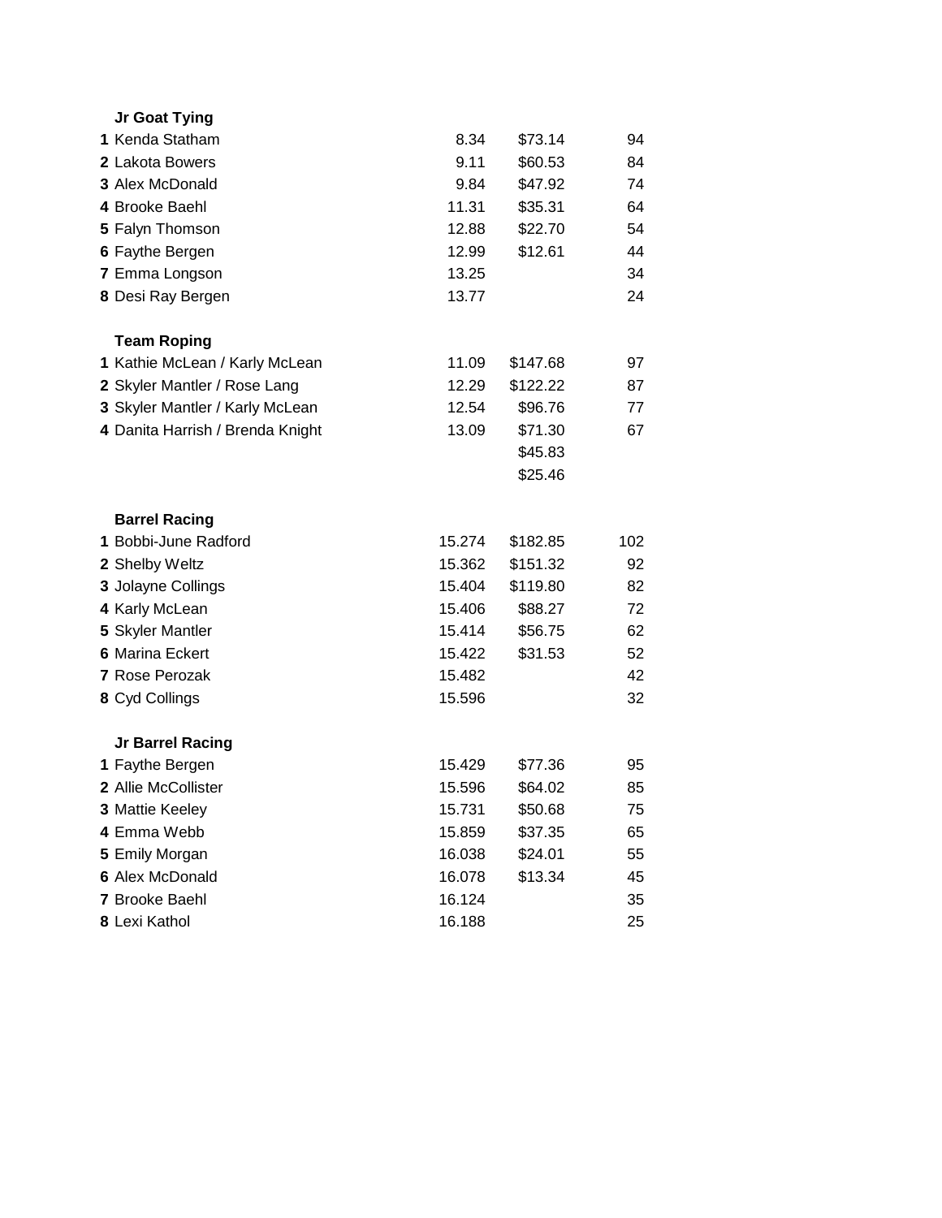**Jr Goat Tying**

| | | | | |
|---|---|---|---|---|
| 1 | Kenda Statham | 8.34 | $73.14 | 94 |
| 2 | Lakota Bowers | 9.11 | $60.53 | 84 |
| 3 | Alex McDonald | 9.84 | $47.92 | 74 |
| 4 | Brooke Baehl | 11.31 | $35.31 | 64 |
| 5 | Falyn Thomson | 12.88 | $22.70 | 54 |
| 6 | Faythe Bergen | 12.99 | $12.61 | 44 |
| 7 | Emma Longson | 13.25 | | 34 |
| 8 | Desi Ray Bergen | 13.77 | | 24 |

**Team Roping**

| | | | | |
|---|---|---|---|---|
| 1 | Kathie McLean / Karly McLean | 11.09 | $147.68 | 97 |
| 2 | Skyler Mantler / Rose Lang | 12.29 | $122.22 | 87 |
| 3 | Skyler Mantler / Karly McLean | 12.54 | $96.76 | 77 |
| 4 | Danita Harrish / Brenda Knight | 13.09 | $71.30 | 67 |
| | | | $45.83 | |
| | | | $25.46 | |

**Barrel Racing**

| | | | | |
|---|---|---|---|---|
| 1 | Bobbi-June Radford | 15.274 | $182.85 | 102 |
| 2 | Shelby Weltz | 15.362 | $151.32 | 92 |
| 3 | Jolayne Collings | 15.404 | $119.80 | 82 |
| 4 | Karly McLean | 15.406 | $88.27 | 72 |
| 5 | Skyler Mantler | 15.414 | $56.75 | 62 |
| 6 | Marina Eckert | 15.422 | $31.53 | 52 |
| 7 | Rose Perozak | 15.482 | | 42 |
| 8 | Cyd Collings | 15.596 | | 32 |

**Jr Barrel Racing**

| | | | | |
|---|---|---|---|---|
| 1 | Faythe Bergen | 15.429 | $77.36 | 95 |
| 2 | Allie McCollister | 15.596 | $64.02 | 85 |
| 3 | Mattie Keeley | 15.731 | $50.68 | 75 |
| 4 | Emma Webb | 15.859 | $37.35 | 65 |
| 5 | Emily Morgan | 16.038 | $24.01 | 55 |
| 6 | Alex McDonald | 16.078 | $13.34 | 45 |
| 7 | Brooke Baehl | 16.124 | | 35 |
| 8 | Lexi Kathol | 16.188 | | 25 |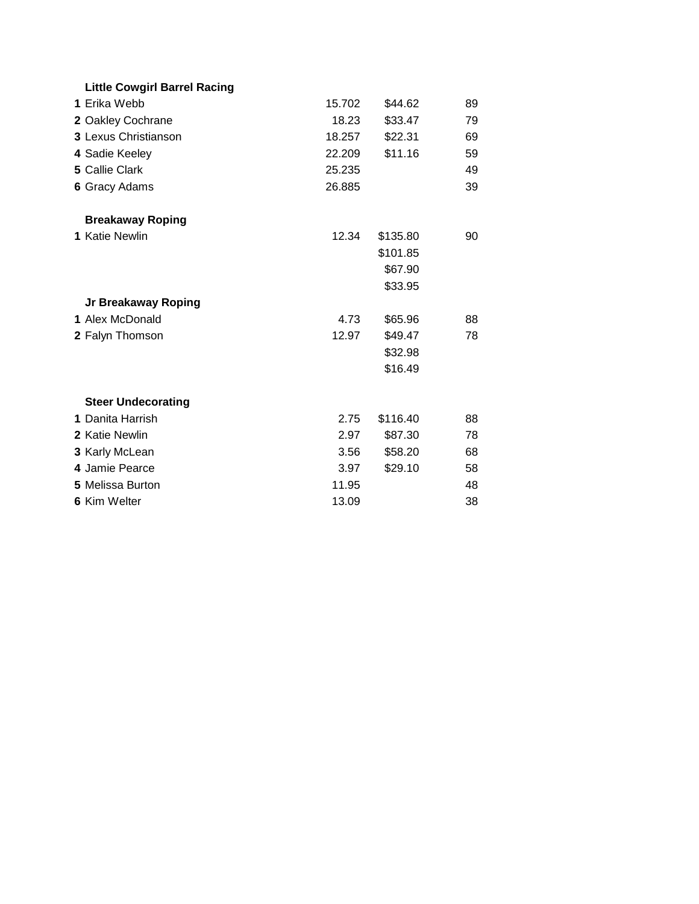| | | | | |
|---|---|---|---|---|
| | **Little Cowgirl Barrel Racing** | | | |
| **1** | Erika Webb | 15.702 | $44.62 | 89 |
| **2** | Oakley Cochrane | 18.23 | $33.47 | 79 |
| **3** | Lexus Christianson | 18.257 | $22.31 | 69 |
| **4** | Sadie Keeley | 22.209 | $11.16 | 59 |
| **5** | Callie Clark | 25.235 | | 49 |
| **6** | Gracy Adams | 26.885 | | 39 |
| | | | | |
| | **Breakaway Roping** | | | |
| **1** | Katie Newlin | 12.34 | $135.80 | 90 |
| | | | $101.85 | |
| | | | $67.90 | |
| | | | $33.95 | |
| | **Jr Breakaway Roping** | | | |
| **1** | Alex McDonald | 4.73 | $65.96 | 88 |
| **2** | Falyn Thomson | 12.97 | $49.47 | 78 |
| | | | $32.98 | |
| | | | $16.49 | |
| | | | | |
| | **Steer Undecorating** | | | |
| **1** | Danita Harrish | 2.75 | $116.40 | 88 |
| **2** | Katie Newlin | 2.97 | $87.30 | 78 |
| **3** | Karly McLean | 3.56 | $58.20 | 68 |
| **4** | Jamie Pearce | 3.97 | $29.10 | 58 |
| **5** | Melissa Burton | 11.95 | | 48 |
| **6** | Kim Welter | 13.09 | | 38 |